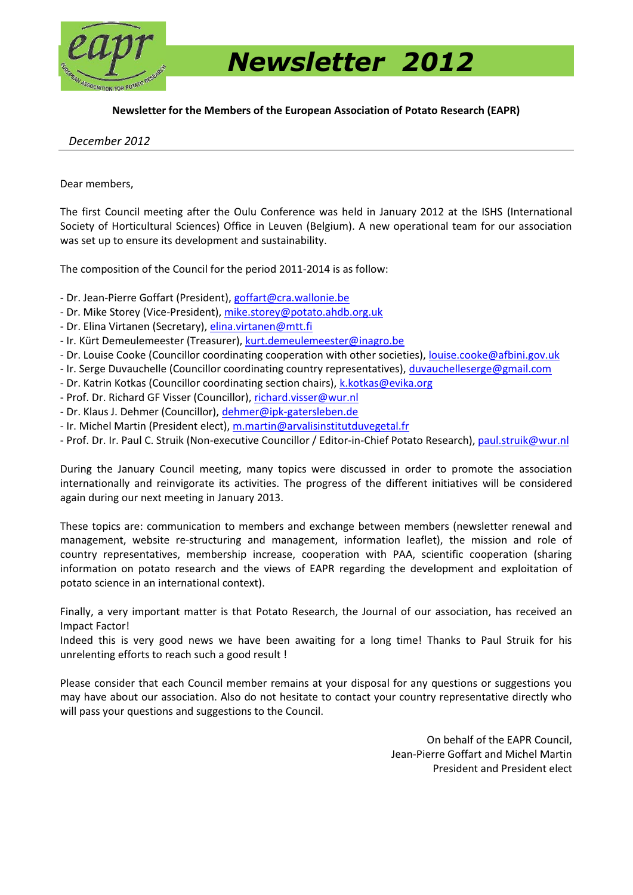# Newsletter 2012

**Newsletter for the Members of the European Association of Potato Research (EAPR)**

*December 2012*

---

Dear members,

The first Council meeting after the Oulu Conference was held in January 2012 at the ISHS (International Society of Horticultural Sciences) Office in Leuven (Belgium). A new operational team for our association was set up to ensure its development and sustainability.

The composition of the Council for the period 2011-2014 is as follow:

- Dr. Jean-Pierre Goffart (President), goffart@cra.wallonie.be
- Dr. Mike Storey (Vice-President), mike.storey@potato.ahdb.org.uk
- Dr. Elina Virtanen (Secretary), elina.virtanen@mtt.fi
- Ir. Kürt Demeulemeester (Treasurer), kurt.demeulemeester@inagro.be
- Dr. Louise Cooke (Councillor coordinating cooperation with other societies), louise.cooke@afbini.gov.uk
- Ir. Serge Duvauchelle (Councillor coordinating country representatives), duvauchelleserge@gmail.com
- Dr. Katrin Kotkas (Councillor coordinating section chairs), k.kotkas@evika.org
- Prof. Dr. Richard GF Visser (Councillor), richard.visser@wur.nl
- Dr. Klaus J. Dehmer (Councillor), dehmer@ipk-gatersleben.de
- Ir. Michel Martin (President elect), m.martin@arvalisinstitutduvegetal.fr
- Prof. Dr. Ir. Paul C. Struik (Non-executive Councillor / Editor-in-Chief Potato Research), paul.struik@wur.nl

During the January Council meeting, many topics were discussed in order to promote the association internationally and reinvigorate its activities. The progress of the different initiatives will be considered again during our next meeting in January 2013.

These topics are: communication to members and exchange between members (newsletter renewal and management, website re-structuring and management, information leaflet), the mission and role of country representatives, membership increase, cooperation with PAA, scientific cooperation (sharing information on potato research and the views of EAPR regarding the development and exploitation of potato science in an international context).

Finally, a very important matter is that Potato Research, the Journal of our association, has received an Impact Factor!
Indeed this is very good news we have been awaiting for a long time! Thanks to Paul Struik for his unrelenting efforts to reach such a good result !

Please consider that each Council member remains at your disposal for any questions or suggestions you may have about our association. Also do not hesitate to contact your country representative directly who will pass your questions and suggestions to the Council.

On behalf of the EAPR Council,
Jean-Pierre Goffart and Michel Martin
President and President elect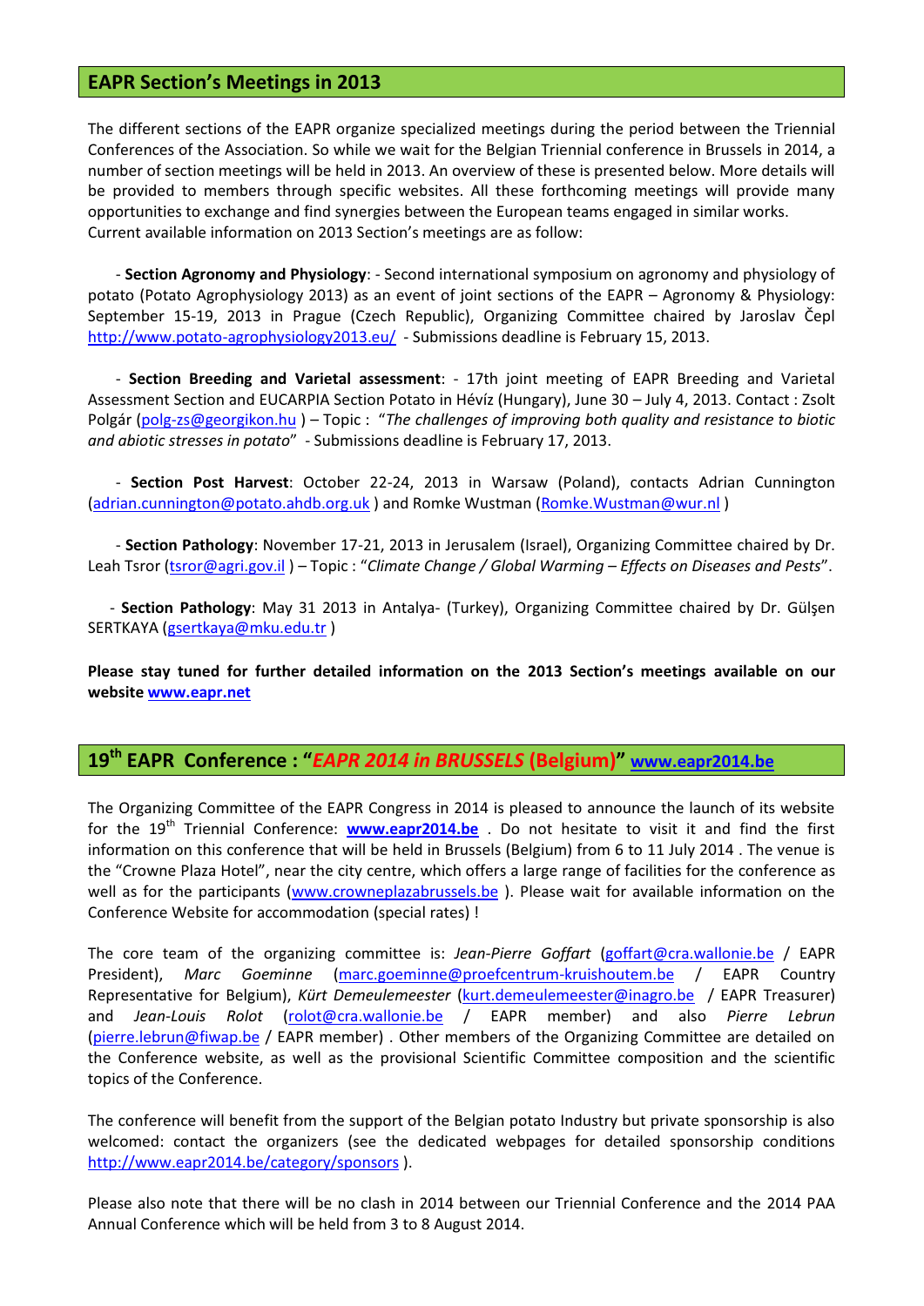## EAPR Section's Meetings in 2013

The different sections of the EAPR organize specialized meetings during the period between the Triennial Conferences of the Association. So while we wait for the Belgian Triennial conference in Brussels in 2014, a number of section meetings will be held in 2013. An overview of these is presented below. More details will be provided to members through specific websites. All these forthcoming meetings will provide many opportunities to exchange and find synergies between the European teams engaged in similar works. Current available information on 2013 Section's meetings are as follow:

- **Section Agronomy and Physiology**: - Second international symposium on agronomy and physiology of potato (Potato Agrophysiology 2013) as an event of joint sections of the EAPR – Agronomy & Physiology: September 15-19, 2013 in Prague (Czech Republic), Organizing Committee chaired by Jaroslav Čepl http://www.potato-agrophysiology2013.eu/ - Submissions deadline is February 15, 2013.

- **Section Breeding and Varietal assessment**: - 17th joint meeting of EAPR Breeding and Varietal Assessment Section and EUCARPIA Section Potato in Hévíz (Hungary), June 30 – July 4, 2013. Contact : Zsolt Polgár (polg-zs@georgikon.hu ) – Topic : "*The challenges of improving both quality and resistance to biotic and abiotic stresses in potato*" - Submissions deadline is February 17, 2013.

- **Section Post Harvest**: October 22-24, 2013 in Warsaw (Poland), contacts Adrian Cunnington (adrian.cunnington@potato.ahdb.org.uk ) and Romke Wustman (Romke.Wustman@wur.nl )

- **Section Pathology**: November 17-21, 2013 in Jerusalem (Israel), Organizing Committee chaired by Dr. Leah Tsror (tsror@agri.gov.il ) – Topic : "*Climate Change / Global Warming – Effects on Diseases and Pests*".

- **Section Pathology**: May 31 2013 in Antalya- (Turkey), Organizing Committee chaired by Dr. Gülşen SERTKAYA (gsertkaya@mku.edu.tr )

**Please stay tuned for further detailed information on the 2013 Section's meetings available on our website www.eapr.net**

## 19th EAPR Conference : "*EAPR 2014 in BRUSSELS* (Belgium)" www.eapr2014.be

The Organizing Committee of the EAPR Congress in 2014 is pleased to announce the launch of its website for the 19th Triennial Conference: **www.eapr2014.be** . Do not hesitate to visit it and find the first information on this conference that will be held in Brussels (Belgium) from 6 to 11 July 2014 . The venue is the "Crowne Plaza Hotel", near the city centre, which offers a large range of facilities for the conference as well as for the participants (www.crowneplazabrussels.be ). Please wait for available information on the Conference Website for accommodation (special rates) !

The core team of the organizing committee is: *Jean-Pierre Goffart* (goffart@cra.wallonie.be / EAPR President), *Marc Goeminne* (marc.goeminne@proefcentrum-kruishoutem.be / EAPR Country Representative for Belgium), *Kürt Demeulemeester* (kurt.demeulemeester@inagro.be / EAPR Treasurer) and *Jean-Louis Rolot* (rolot@cra.wallonie.be / EAPR member) and also *Pierre Lebrun* (pierre.lebrun@fiwap.be / EAPR member) . Other members of the Organizing Committee are detailed on the Conference website, as well as the provisional Scientific Committee composition and the scientific topics of the Conference.

The conference will benefit from the support of the Belgian potato Industry but private sponsorship is also welcomed: contact the organizers (see the dedicated webpages for detailed sponsorship conditions http://www.eapr2014.be/category/sponsors ).

Please also note that there will be no clash in 2014 between our Triennial Conference and the 2014 PAA Annual Conference which will be held from 3 to 8 August 2014.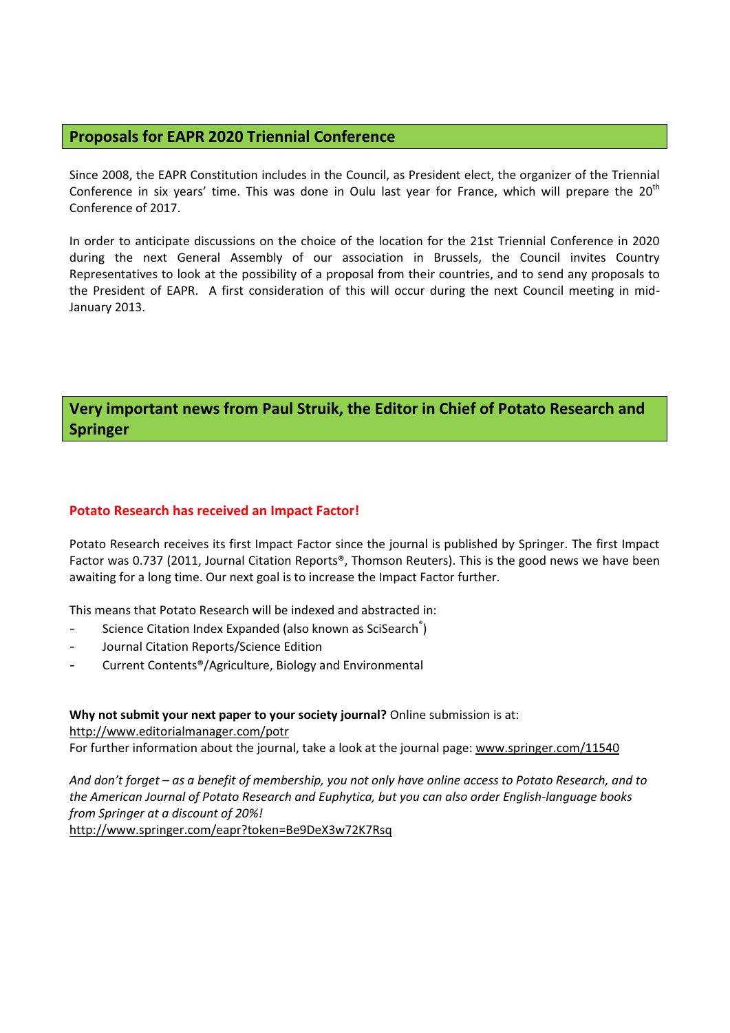## Proposals for EAPR 2020 Triennial Conference

Since 2008, the EAPR Constitution includes in the Council, as President elect, the organizer of the Triennial Conference in six years' time. This was done in Oulu last year for France, which will prepare the 20th Conference of 2017.

In order to anticipate discussions on the choice of the location for the 21st Triennial Conference in 2020 during the next General Assembly of our association in Brussels, the Council invites Country Representatives to look at the possibility of a proposal from their countries, and to send any proposals to the President of EAPR. A first consideration of this will occur during the next Council meeting in mid-January 2013.

## Very important news from Paul Struik, the Editor in Chief of Potato Research and Springer

### Potato Research has received an Impact Factor!

Potato Research receives its first Impact Factor since the journal is published by Springer. The first Impact Factor was 0.737 (2011, Journal Citation Reports®, Thomson Reuters). This is the good news we have been awaiting for a long time. Our next goal is to increase the Impact Factor further.

This means that Potato Research will be indexed and abstracted in:

- Science Citation Index Expanded (also known as SciSearch®)
- Journal Citation Reports/Science Edition
- Current Contents®/Agriculture, Biology and Environmental

**Why not submit your next paper to your society journal?** Online submission is at:
http://www.editorialmanager.com/potr
For further information about the journal, take a look at the journal page: www.springer.com/11540

*And don't forget – as a benefit of membership, you not only have online access to Potato Research, and to the American Journal of Potato Research and Euphytica, but you can also order English-language books from Springer at a discount of 20%!*
http://www.springer.com/eapr?token=Be9DeX3w72K7Rsq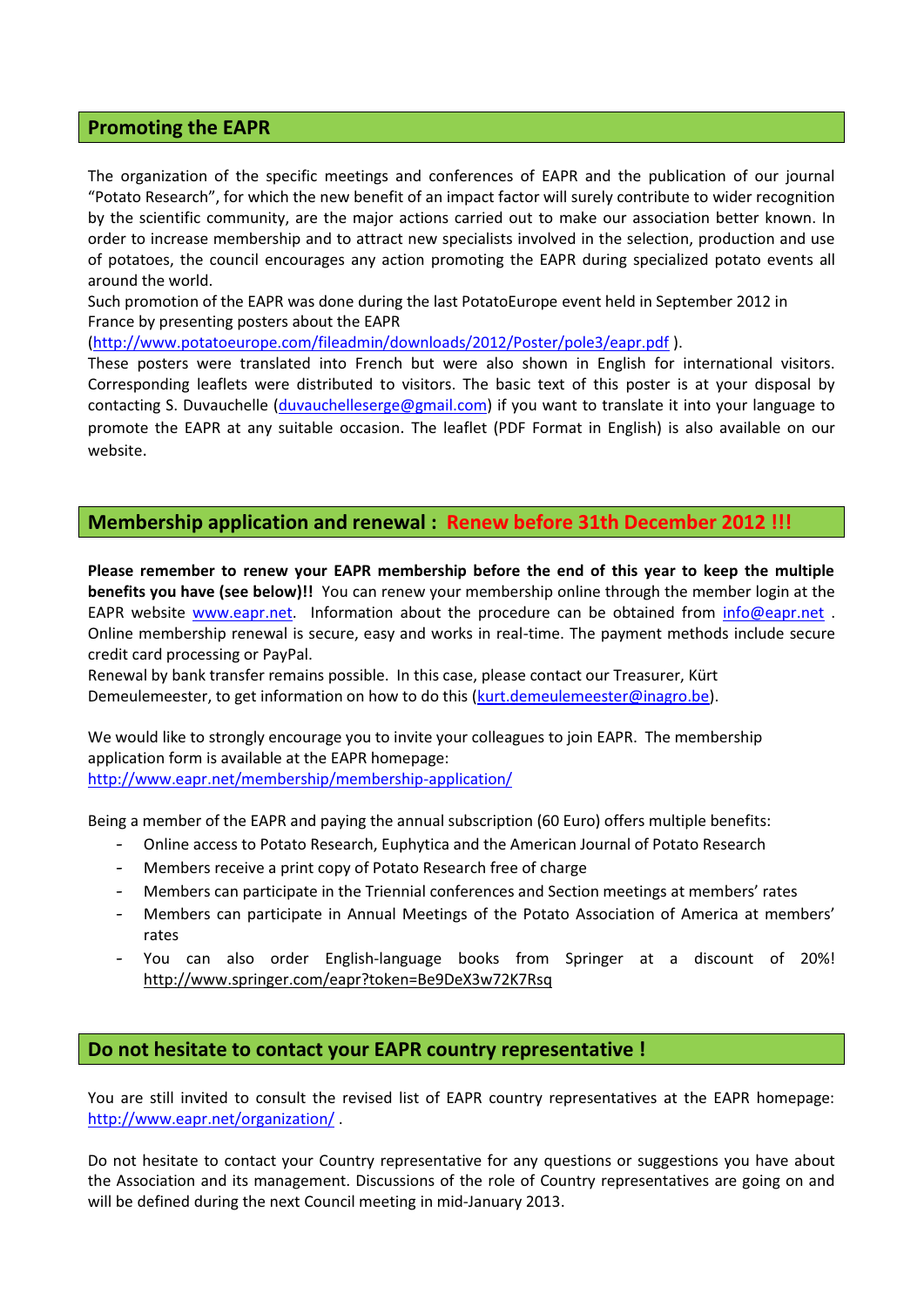## Promoting the EAPR

The organization of the specific meetings and conferences of EAPR and the publication of our journal "Potato Research", for which the new benefit of an impact factor will surely contribute to wider recognition by the scientific community, are the major actions carried out to make our association better known. In order to increase membership and to attract new specialists involved in the selection, production and use of potatoes, the council encourages any action promoting the EAPR during specialized potato events all around the world.

Such promotion of the EAPR was done during the last PotatoEurope event held in September 2012 in France by presenting posters about the EAPR (http://www.potatoeurope.com/fileadmin/downloads/2012/Poster/pole3/eapr.pdf ).

These posters were translated into French but were also shown in English for international visitors. Corresponding leaflets were distributed to visitors. The basic text of this poster is at your disposal by contacting S. Duvauchelle (duvauchelleserge@gmail.com) if you want to translate it into your language to promote the EAPR at any suitable occasion. The leaflet (PDF Format in English) is also available on our website.

## Membership application and renewal : Renew before 31th December 2012 !!!

**Please remember to renew your EAPR membership before the end of this year to keep the multiple benefits you have (see below)!!** You can renew your membership online through the member login at the EAPR website www.eapr.net. Information about the procedure can be obtained from info@eapr.net . Online membership renewal is secure, easy and works in real-time. The payment methods include secure credit card processing or PayPal.

Renewal by bank transfer remains possible. In this case, please contact our Treasurer, Kürt Demeulemeester, to get information on how to do this (kurt.demeulemeester@inagro.be).

We would like to strongly encourage you to invite your colleagues to join EAPR. The membership application form is available at the EAPR homepage: http://www.eapr.net/membership/membership-application/

Being a member of the EAPR and paying the annual subscription (60 Euro) offers multiple benefits:

- Online access to Potato Research, Euphytica and the American Journal of Potato Research
- Members receive a print copy of Potato Research free of charge
- Members can participate in the Triennial conferences and Section meetings at members' rates
- Members can participate in Annual Meetings of the Potato Association of America at members' rates
- You can also order English-language books from Springer at a discount of 20%! http://www.springer.com/eapr?token=Be9DeX3w72K7Rsq

## Do not hesitate to contact your EAPR country representative !

You are still invited to consult the revised list of EAPR country representatives at the EAPR homepage: http://www.eapr.net/organization/ .

Do not hesitate to contact your Country representative for any questions or suggestions you have about the Association and its management. Discussions of the role of Country representatives are going on and will be defined during the next Council meeting in mid-January 2013.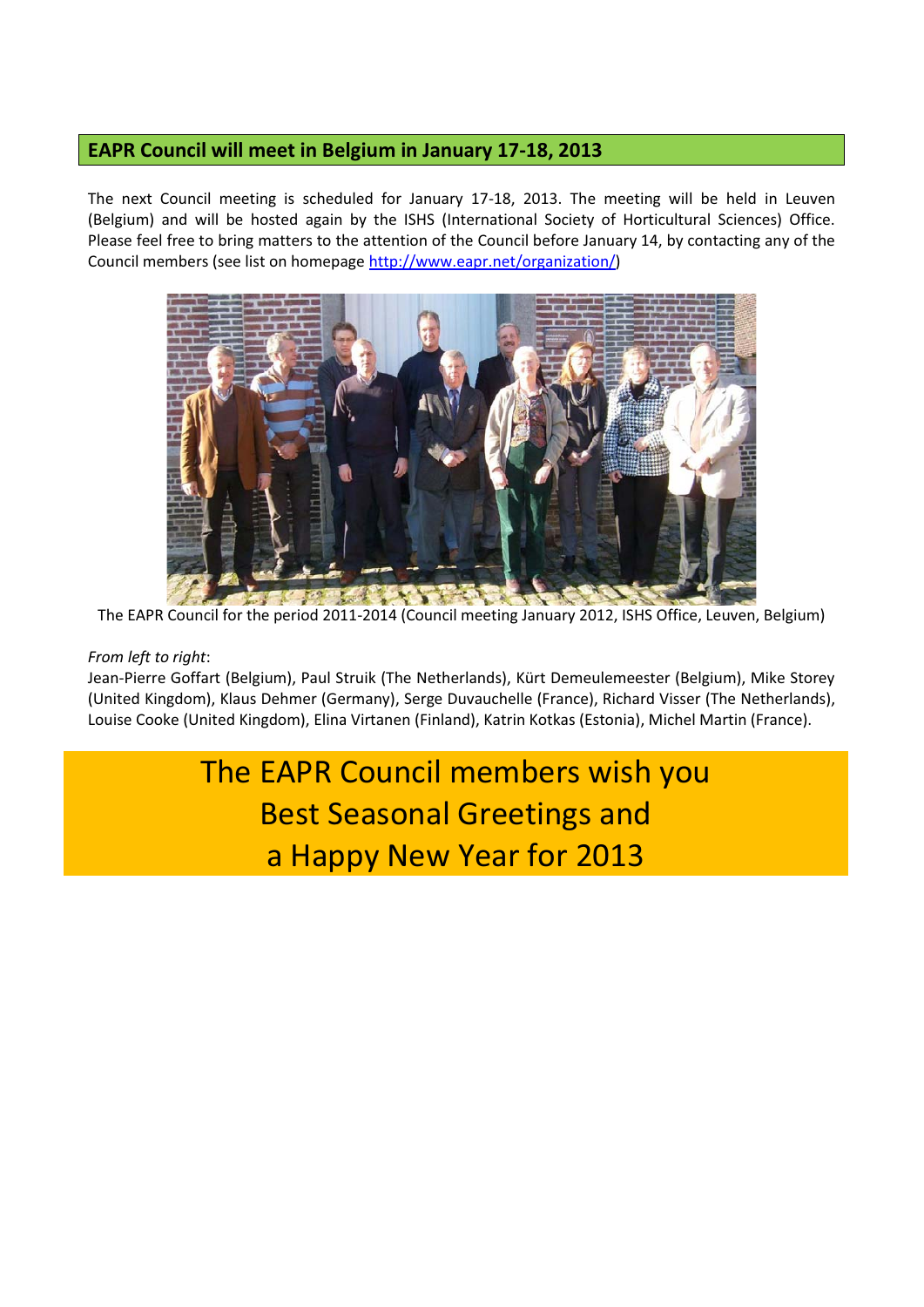## EAPR Council will meet in Belgium in January 17-18, 2013

The next Council meeting is scheduled for January 17-18, 2013. The meeting will be held in Leuven (Belgium) and will be hosted again by the ISHS (International Society of Horticultural Sciences) Office. Please feel free to bring matters to the attention of the Council before January 14, by contacting any of the Council members (see list on homepage http://www.eapr.net/organization/)

The EAPR Council for the period 2011-2014 (Council meeting January 2012, ISHS Office, Leuven, Belgium)

*From left to right*:
Jean-Pierre Goffart (Belgium), Paul Struik (The Netherlands), Kürt Demeulemeester (Belgium), Mike Storey (United Kingdom), Klaus Dehmer (Germany), Serge Duvauchelle (France), Richard Visser (The Netherlands), Louise Cooke (United Kingdom), Elina Virtanen (Finland), Katrin Kotkas (Estonia), Michel Martin (France).

The EAPR Council members wish you
Best Seasonal Greetings and
a Happy New Year for 2013